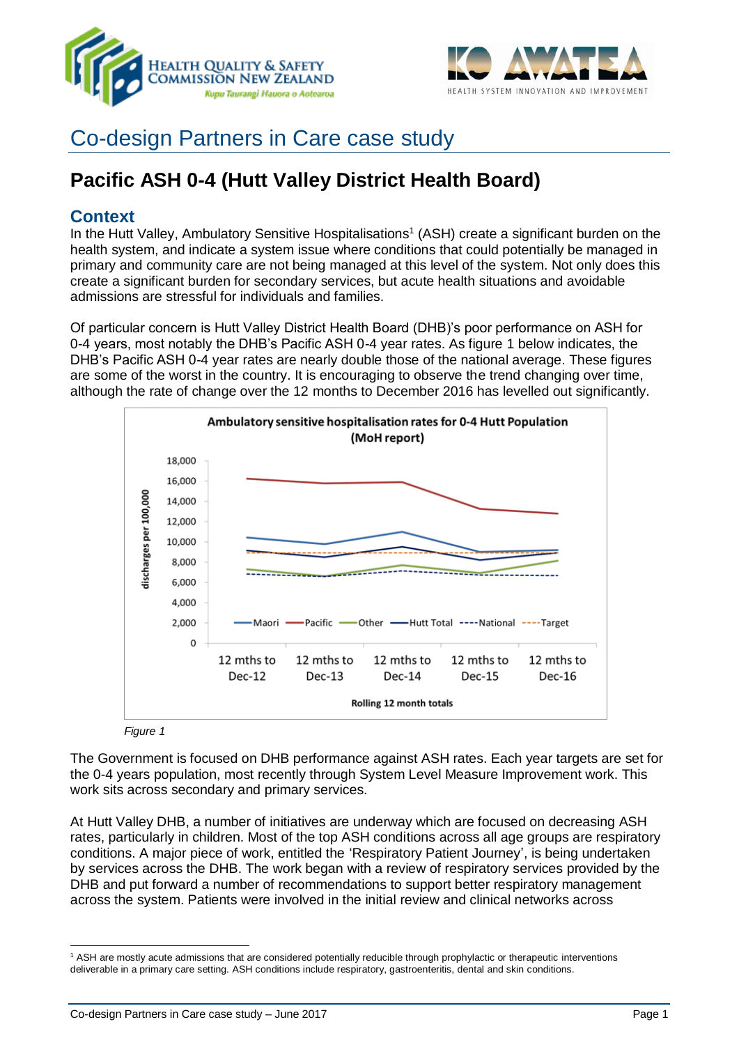# Co-design Partners in Care case study

## Pacific ASH 0-4 (Hutt Valley District Health Board)

### Context

In the Hutt Valley, Ambulatory Sensitive Hospitalisations[1] (ASH) create a significant burden on the health system, and indicate a system issue where conditions that could potentially be managed in primary and community care are not being managed at this level of the system. Not only does this create a significant burden for secondary services, but acute health situations and avoidable admissions are stressful for individuals and families.

Of particular concern is Hutt Valley District Health Board (DHB)'s poor performance on ASH for 0-4 years, most notably the DHB's Pacific ASH 0-4 year rates. As figure 1 below indicates, the DHB's Pacific ASH 0-4 year rates are nearly double those of the national average. These figures are some of the worst in the country. It is encouraging to observe the trend changing over time, although the rate of change over the 12 months to December 2016 has levelled out significantly.

*Figure 1*

The Government is focused on DHB performance against ASH rates. Each year targets are set for the 0-4 years population, most recently through System Level Measure Improvement work. This work sits across secondary and primary services.

At Hutt Valley DHB, a number of initiatives are underway which are focused on decreasing ASH rates, particularly in children. Most of the top ASH conditions across all age groups are respiratory conditions. A major piece of work, entitled the 'Respiratory Patient Journey', is being undertaken by services across the DHB. The work began with a review of respiratory services provided by the DHB and put forward a number of recommendations to support better respiratory management across the system. Patients were involved in the initial review and clinical networks across

[1] ASH are mostly acute admissions that are considered potentially reducible through prophylactic or therapeutic interventions deliverable in a primary care setting. ASH conditions include respiratory, gastroenteritis, dental and skin conditions.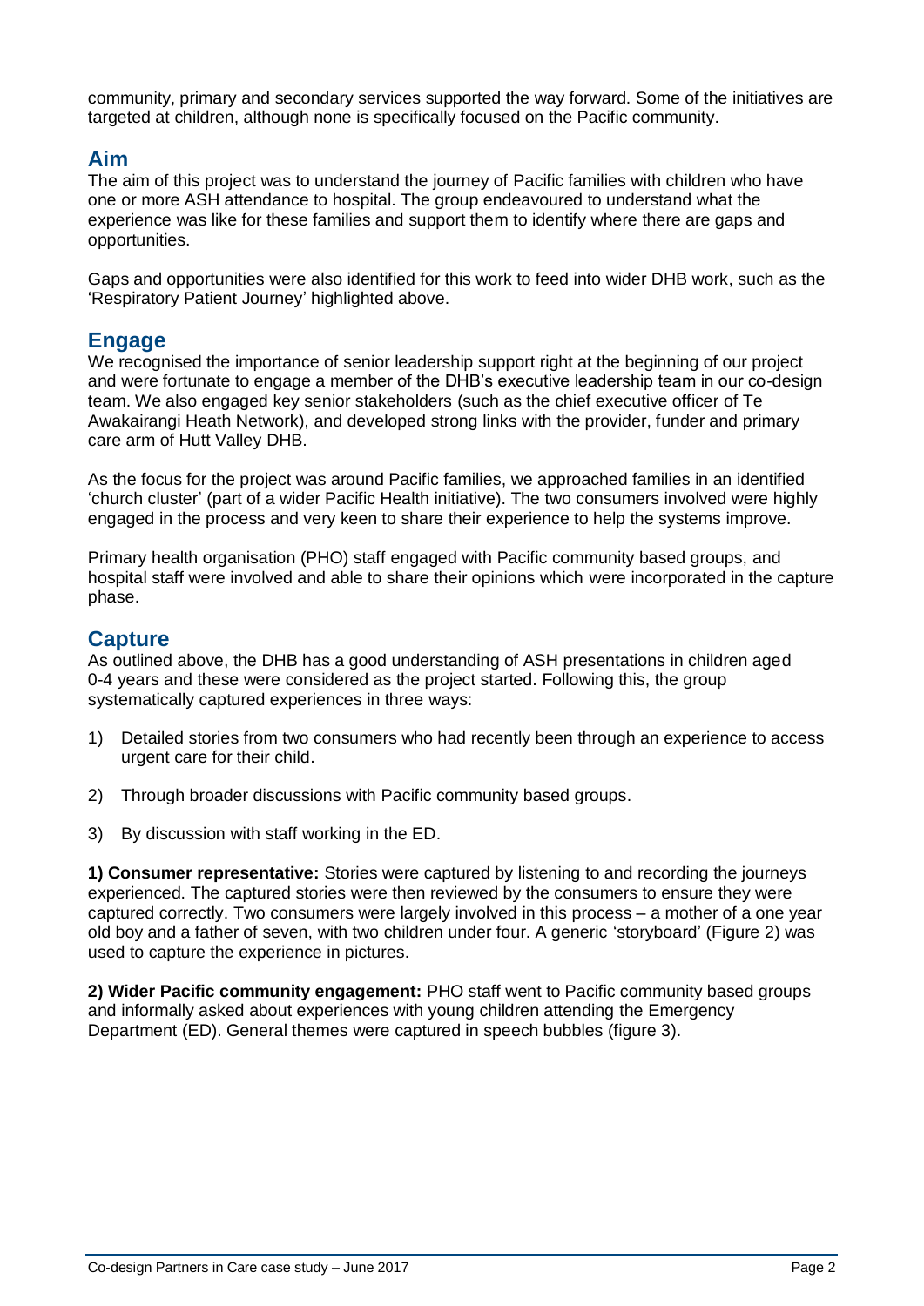community, primary and secondary services supported the way forward. Some of the initiatives are targeted at children, although none is specifically focused on the Pacific community.

## Aim

The aim of this project was to understand the journey of Pacific families with children who have one or more ASH attendance to hospital. The group endeavoured to understand what the experience was like for these families and support them to identify where there are gaps and opportunities.

Gaps and opportunities were also identified for this work to feed into wider DHB work, such as the 'Respiratory Patient Journey' highlighted above.

## Engage

We recognised the importance of senior leadership support right at the beginning of our project and were fortunate to engage a member of the DHB's executive leadership team in our co-design team. We also engaged key senior stakeholders (such as the chief executive officer of Te Awakairangi Heath Network), and developed strong links with the provider, funder and primary care arm of Hutt Valley DHB.

As the focus for the project was around Pacific families, we approached families in an identified 'church cluster' (part of a wider Pacific Health initiative). The two consumers involved were highly engaged in the process and very keen to share their experience to help the systems improve.

Primary health organisation (PHO) staff engaged with Pacific community based groups, and hospital staff were involved and able to share their opinions which were incorporated in the capture phase.

## Capture

As outlined above, the DHB has a good understanding of ASH presentations in children aged 0-4 years and these were considered as the project started. Following this, the group systematically captured experiences in three ways:

1) Detailed stories from two consumers who had recently been through an experience to access urgent care for their child.
2) Through broader discussions with Pacific community based groups.
3) By discussion with staff working in the ED.

**1) Consumer representative:** Stories were captured by listening to and recording the journeys experienced. The captured stories were then reviewed by the consumers to ensure they were captured correctly. Two consumers were largely involved in this process – a mother of a one year old boy and a father of seven, with two children under four. A generic 'storyboard' (Figure 2) was used to capture the experience in pictures.

**2) Wider Pacific community engagement:** PHO staff went to Pacific community based groups and informally asked about experiences with young children attending the Emergency Department (ED). General themes were captured in speech bubbles (figure 3).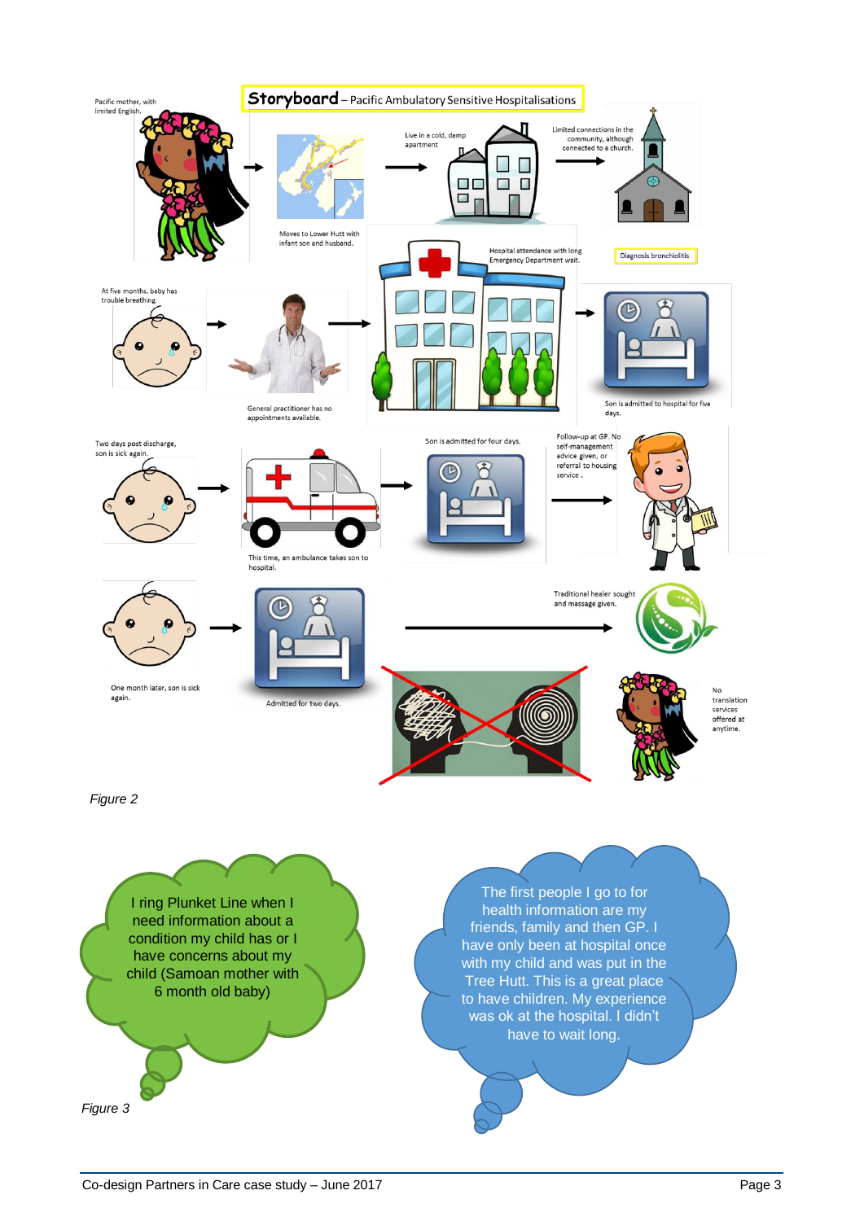**Storyboard** – Pacific Ambulatory Sensitive Hospitalisations

Pacific mother, with limited English.

Moves to Lower Hutt with infant son and husband.

Live in a cold, damp apartment

Limited connections in the community, although connected to a church.

At five months, baby has trouble breathing.

General practitioner has no appointments available.

Hospital attendance with long Emergency Department wait.

Diagnosis bronchiolitis

Son is admitted to hospital for five days.

Two days post discharge, son is sick again.

This time, an ambulance takes son to hospital.

Son is admitted for four days.

Follow-up at GP. No self-management advice given, or referral to housing service.

One month later, son is sick again.

Admitted for two days.

Traditional healer sought and massage given.

No translation services offered at anytime.

*Figure 2*

I ring Plunket Line when I need information about a condition my child has or I have concerns about my child (Samoan mother with 6 month old baby)

The first people I go to for health information are my friends, family and then GP. I have only been at hospital once with my child and was put in the Tree Hutt. This is a great place to have children. My experience was ok at the hospital. I didn't have to wait long.

*Figure 3*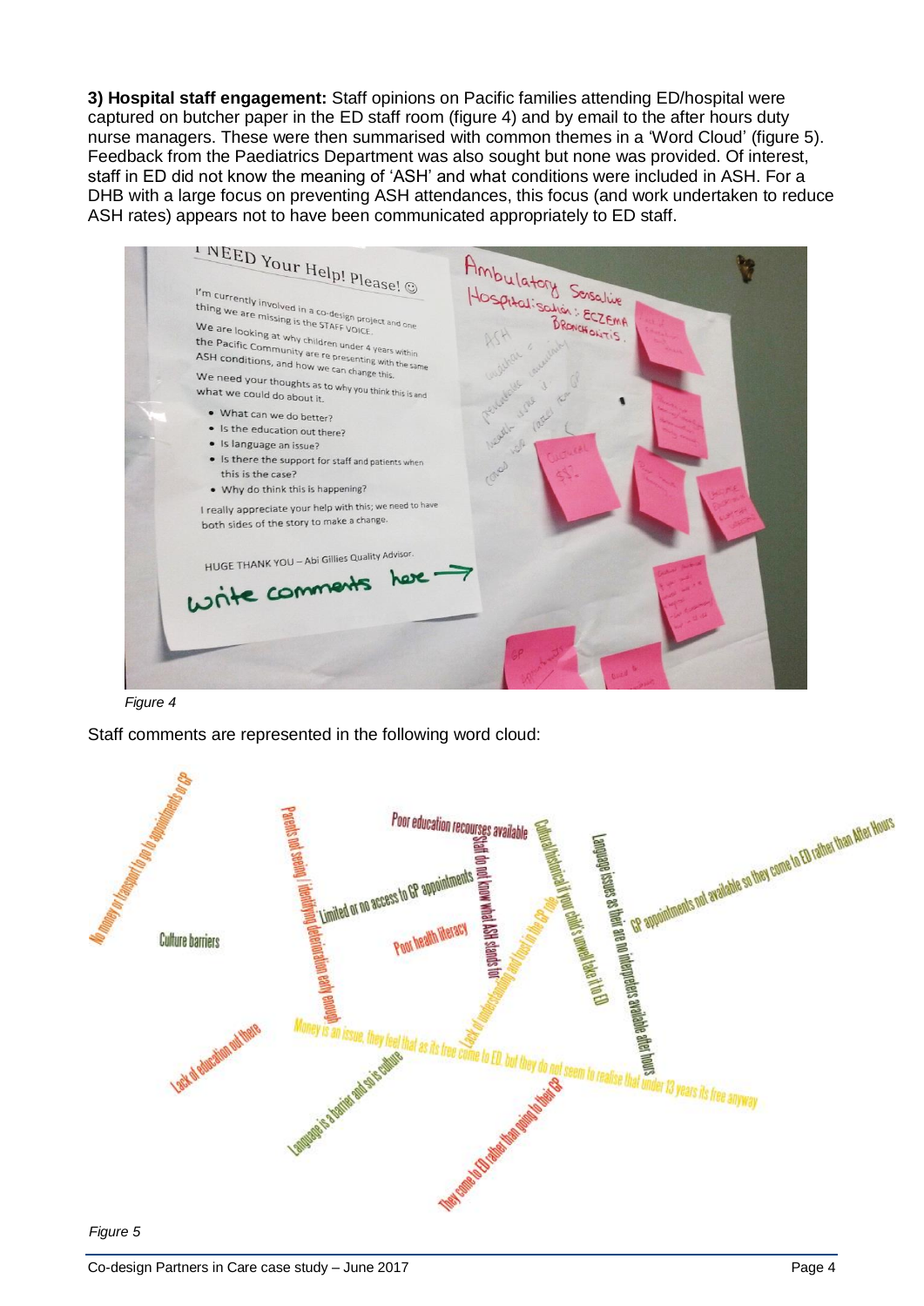**3) Hospital staff engagement:** Staff opinions on Pacific families attending ED/hospital were captured on butcher paper in the ED staff room (figure 4) and by email to the after hours duty nurse managers. These were then summarised with common themes in a 'Word Cloud' (figure 5). Feedback from the Paediatrics Department was also sought but none was provided. Of interest, staff in ED did not know the meaning of 'ASH' and what conditions were included in ASH. For a DHB with a large focus on preventing ASH attendances, this focus (and work undertaken to reduce ASH rates) appears not to have been communicated appropriately to ED staff.

*Figure 4*

Staff comments are represented in the following word cloud:

*Figure 5*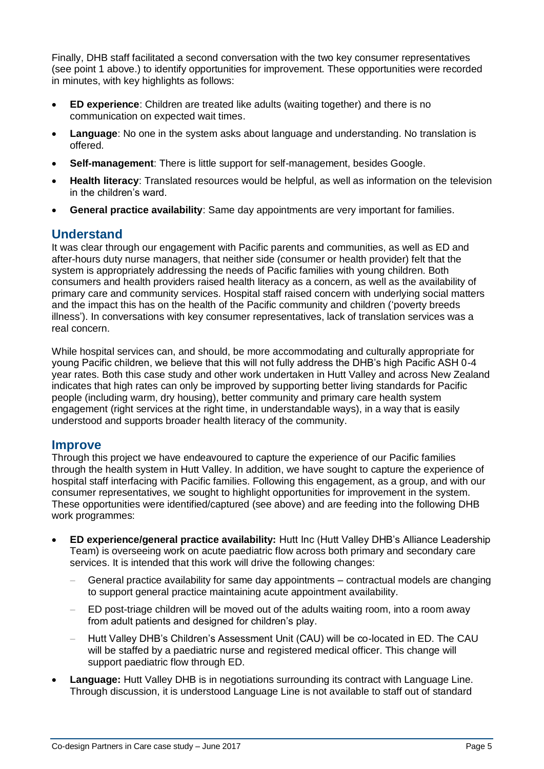Finally, DHB staff facilitated a second conversation with the two key consumer representatives (see point 1 above.) to identify opportunities for improvement. These opportunities were recorded in minutes, with key highlights as follows:

- **ED experience**: Children are treated like adults (waiting together) and there is no communication on expected wait times.
- **Language**: No one in the system asks about language and understanding. No translation is offered.
- **Self-management**: There is little support for self-management, besides Google.
- **Health literacy**: Translated resources would be helpful, as well as information on the television in the children's ward.
- **General practice availability**: Same day appointments are very important for families.

## Understand

It was clear through our engagement with Pacific parents and communities, as well as ED and after-hours duty nurse managers, that neither side (consumer or health provider) felt that the system is appropriately addressing the needs of Pacific families with young children. Both consumers and health providers raised health literacy as a concern, as well as the availability of primary care and community services. Hospital staff raised concern with underlying social matters and the impact this has on the health of the Pacific community and children ('poverty breeds illness'). In conversations with key consumer representatives, lack of translation services was a real concern.

While hospital services can, and should, be more accommodating and culturally appropriate for young Pacific children, we believe that this will not fully address the DHB's high Pacific ASH 0-4 year rates. Both this case study and other work undertaken in Hutt Valley and across New Zealand indicates that high rates can only be improved by supporting better living standards for Pacific people (including warm, dry housing), better community and primary care health system engagement (right services at the right time, in understandable ways), in a way that is easily understood and supports broader health literacy of the community.

## Improve

Through this project we have endeavoured to capture the experience of our Pacific families through the health system in Hutt Valley. In addition, we have sought to capture the experience of hospital staff interfacing with Pacific families. Following this engagement, as a group, and with our consumer representatives, we sought to highlight opportunities for improvement in the system. These opportunities were identified/captured (see above) and are feeding into the following DHB work programmes:

- **ED experience/general practice availability:** Hutt Inc (Hutt Valley DHB's Alliance Leadership Team) is overseeing work on acute paediatric flow across both primary and secondary care services. It is intended that this work will drive the following changes:
  - General practice availability for same day appointments – contractual models are changing to support general practice maintaining acute appointment availability.
  - ED post-triage children will be moved out of the adults waiting room, into a room away from adult patients and designed for children's play.
  - Hutt Valley DHB's Children's Assessment Unit (CAU) will be co-located in ED. The CAU will be staffed by a paediatric nurse and registered medical officer. This change will support paediatric flow through ED.
- **Language:** Hutt Valley DHB is in negotiations surrounding its contract with Language Line. Through discussion, it is understood Language Line is not available to staff out of standard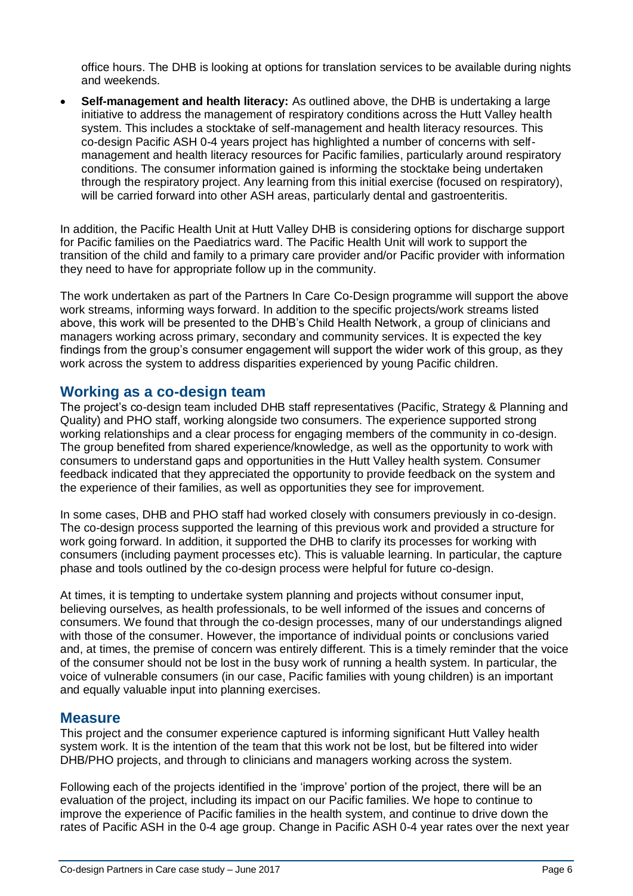office hours. The DHB is looking at options for translation services to be available during nights and weekends.

- **Self-management and health literacy:** As outlined above, the DHB is undertaking a large initiative to address the management of respiratory conditions across the Hutt Valley health system. This includes a stocktake of self-management and health literacy resources. This co-design Pacific ASH 0-4 years project has highlighted a number of concerns with self-management and health literacy resources for Pacific families, particularly around respiratory conditions. The consumer information gained is informing the stocktake being undertaken through the respiratory project. Any learning from this initial exercise (focused on respiratory), will be carried forward into other ASH areas, particularly dental and gastroenteritis.

In addition, the Pacific Health Unit at Hutt Valley DHB is considering options for discharge support for Pacific families on the Paediatrics ward. The Pacific Health Unit will work to support the transition of the child and family to a primary care provider and/or Pacific provider with information they need to have for appropriate follow up in the community.

The work undertaken as part of the Partners In Care Co-Design programme will support the above work streams, informing ways forward. In addition to the specific projects/work streams listed above, this work will be presented to the DHB's Child Health Network, a group of clinicians and managers working across primary, secondary and community services. It is expected the key findings from the group's consumer engagement will support the wider work of this group, as they work across the system to address disparities experienced by young Pacific children.

## Working as a co-design team

The project's co-design team included DHB staff representatives (Pacific, Strategy & Planning and Quality) and PHO staff, working alongside two consumers. The experience supported strong working relationships and a clear process for engaging members of the community in co-design. The group benefited from shared experience/knowledge, as well as the opportunity to work with consumers to understand gaps and opportunities in the Hutt Valley health system. Consumer feedback indicated that they appreciated the opportunity to provide feedback on the system and the experience of their families, as well as opportunities they see for improvement.

In some cases, DHB and PHO staff had worked closely with consumers previously in co-design. The co-design process supported the learning of this previous work and provided a structure for work going forward. In addition, it supported the DHB to clarify its processes for working with consumers (including payment processes etc). This is valuable learning. In particular, the capture phase and tools outlined by the co-design process were helpful for future co-design.

At times, it is tempting to undertake system planning and projects without consumer input, believing ourselves, as health professionals, to be well informed of the issues and concerns of consumers. We found that through the co-design processes, many of our understandings aligned with those of the consumer. However, the importance of individual points or conclusions varied and, at times, the premise of concern was entirely different. This is a timely reminder that the voice of the consumer should not be lost in the busy work of running a health system. In particular, the voice of vulnerable consumers (in our case, Pacific families with young children) is an important and equally valuable input into planning exercises.

## Measure

This project and the consumer experience captured is informing significant Hutt Valley health system work. It is the intention of the team that this work not be lost, but be filtered into wider DHB/PHO projects, and through to clinicians and managers working across the system.

Following each of the projects identified in the 'improve' portion of the project, there will be an evaluation of the project, including its impact on our Pacific families. We hope to continue to improve the experience of Pacific families in the health system, and continue to drive down the rates of Pacific ASH in the 0-4 age group. Change in Pacific ASH 0-4 year rates over the next year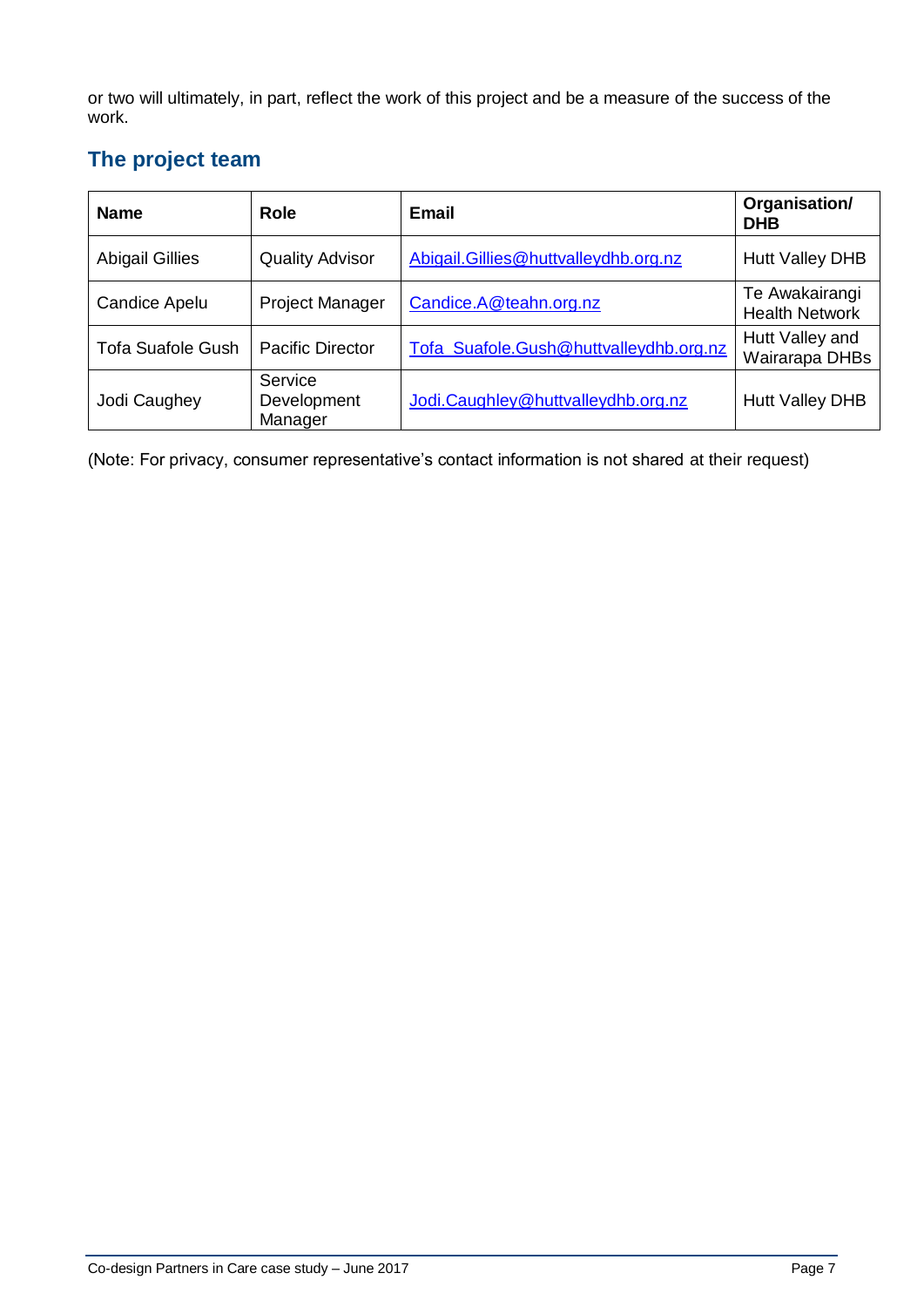or two will ultimately, in part, reflect the work of this project and be a measure of the success of the work.

## The project team

| Name | Role | Email | Organisation/ DHB |
|---|---|---|---|
| Abigail Gillies | Quality Advisor | Abigail.Gillies@huttvalleydhb.org.nz | Hutt Valley DHB |
| Candice Apelu | Project Manager | Candice.A@teahn.org.nz | Te Awakairangi Health Network |
| Tofa Suafole Gush | Pacific Director | Tofa_Suafole.Gush@huttvalleydhb.org.nz | Hutt Valley and Wairarapa DHBs |
| Jodi Caughey | Service Development Manager | Jodi.Caughley@huttvalleydhb.org.nz | Hutt Valley DHB |

(Note: For privacy, consumer representative's contact information is not shared at their request)